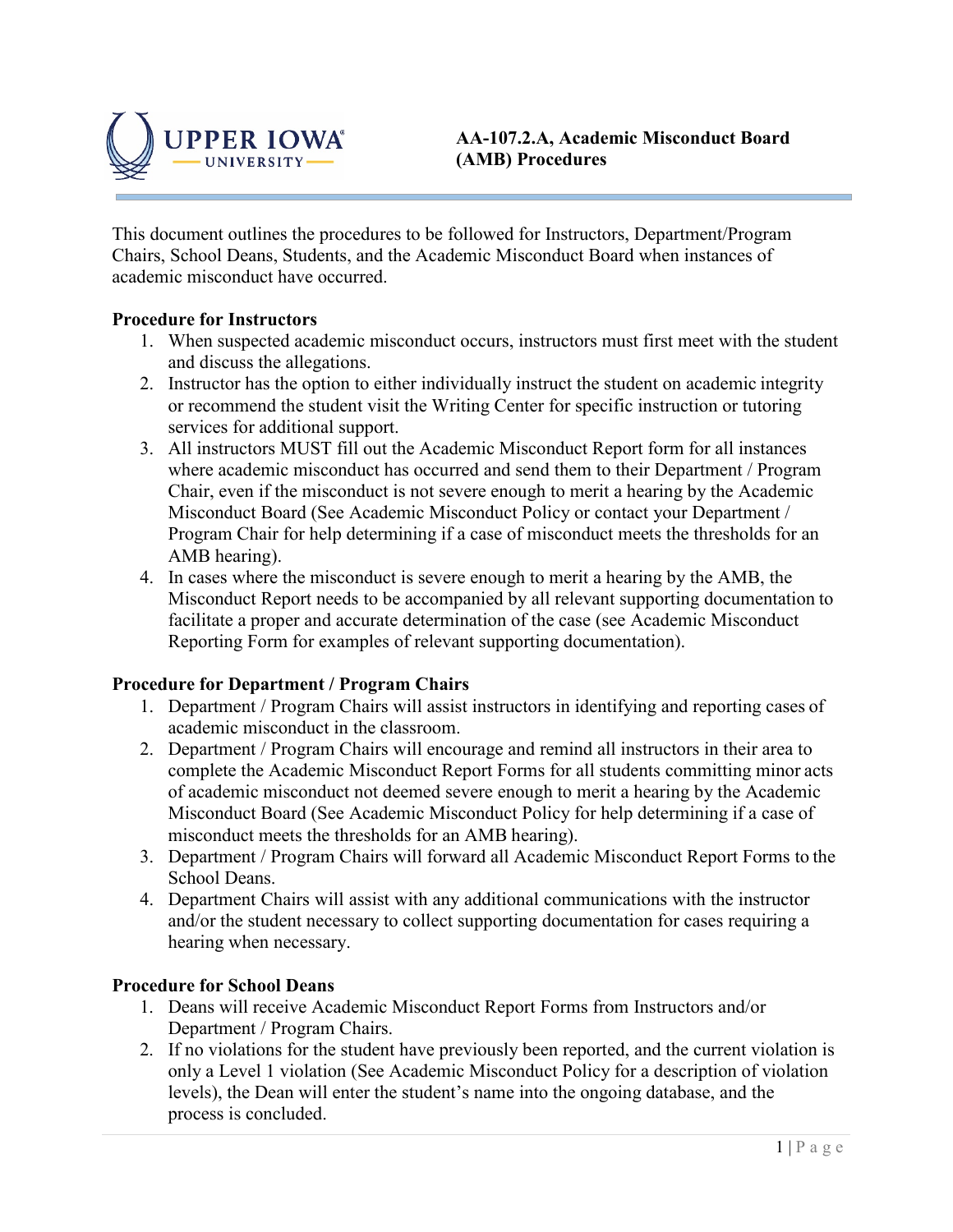# AA-107.2.A, Academic Misconduct Board (AMB) Procedures

This document outlines the procedures to be followed for Instructors, Department/Program Chairs, School Deans, Students, and the Academic Misconduct Board when instances of academic misconduct have occurred.

**Procedure for Instructors**

1. When suspected academic misconduct occurs, instructors must first meet with the student and discuss the allegations.
2. Instructor has the option to either individually instruct the student on academic integrity or recommend the student visit the Writing Center for specific instruction or tutoring services for additional support.
3. All instructors MUST fill out the Academic Misconduct Report form for all instances where academic misconduct has occurred and send them to their Department / Program Chair, even if the misconduct is not severe enough to merit a hearing by the Academic Misconduct Board (See Academic Misconduct Policy or contact your Department / Program Chair for help determining if a case of misconduct meets the thresholds for an AMB hearing).
4. In cases where the misconduct is severe enough to merit a hearing by the AMB, the Misconduct Report needs to be accompanied by all relevant supporting documentation to facilitate a proper and accurate determination of the case (see Academic Misconduct Reporting Form for examples of relevant supporting documentation).

**Procedure for Department / Program Chairs**

1. Department / Program Chairs will assist instructors in identifying and reporting cases of academic misconduct in the classroom.
2. Department / Program Chairs will encourage and remind all instructors in their area to complete the Academic Misconduct Report Forms for all students committing minor acts of academic misconduct not deemed severe enough to merit a hearing by the Academic Misconduct Board (See Academic Misconduct Policy for help determining if a case of misconduct meets the thresholds for an AMB hearing).
3. Department / Program Chairs will forward all Academic Misconduct Report Forms to the School Deans.
4. Department Chairs will assist with any additional communications with the instructor and/or the student necessary to collect supporting documentation for cases requiring a hearing when necessary.

**Procedure for School Deans**

1. Deans will receive Academic Misconduct Report Forms from Instructors and/or Department / Program Chairs.
2. If no violations for the student have previously been reported, and the current violation is only a Level 1 violation (See Academic Misconduct Policy for a description of violation levels), the Dean will enter the student's name into the ongoing database, and the process is concluded.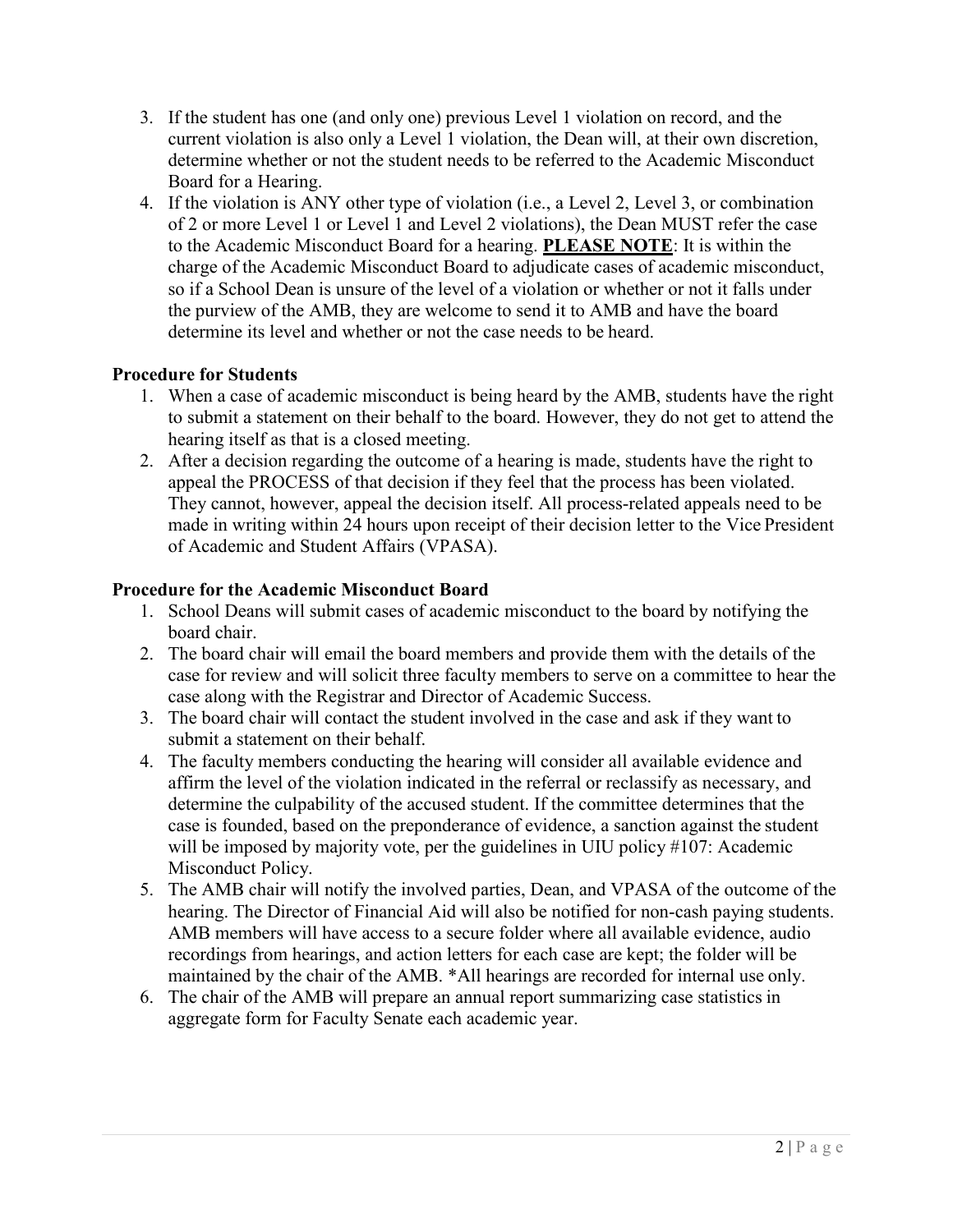3. If the student has one (and only one) previous Level 1 violation on record, and the current violation is also only a Level 1 violation, the Dean will, at their own discretion, determine whether or not the student needs to be referred to the Academic Misconduct Board for a Hearing.
4. If the violation is ANY other type of violation (i.e., a Level 2, Level 3, or combination of 2 or more Level 1 or Level 1 and Level 2 violations), the Dean MUST refer the case to the Academic Misconduct Board for a hearing. **<u>PLEASE NOTE</u>**: It is within the charge of the Academic Misconduct Board to adjudicate cases of academic misconduct, so if a School Dean is unsure of the level of a violation or whether or not it falls under the purview of the AMB, they are welcome to send it to AMB and have the board determine its level and whether or not the case needs to be heard.

**Procedure for Students**

1. When a case of academic misconduct is being heard by the AMB, students have the right to submit a statement on their behalf to the board. However, they do not get to attend the hearing itself as that is a closed meeting.
2. After a decision regarding the outcome of a hearing is made, students have the right to appeal the PROCESS of that decision if they feel that the process has been violated. They cannot, however, appeal the decision itself. All process-related appeals need to be made in writing within 24 hours upon receipt of their decision letter to the Vice President of Academic and Student Affairs (VPASA).

**Procedure for the Academic Misconduct Board**

1. School Deans will submit cases of academic misconduct to the board by notifying the board chair.
2. The board chair will email the board members and provide them with the details of the case for review and will solicit three faculty members to serve on a committee to hear the case along with the Registrar and Director of Academic Success.
3. The board chair will contact the student involved in the case and ask if they want to submit a statement on their behalf.
4. The faculty members conducting the hearing will consider all available evidence and affirm the level of the violation indicated in the referral or reclassify as necessary, and determine the culpability of the accused student. If the committee determines that the case is founded, based on the preponderance of evidence, a sanction against the student will be imposed by majority vote, per the guidelines in UIU policy #107: Academic Misconduct Policy.
5. The AMB chair will notify the involved parties, Dean, and VPASA of the outcome of the hearing. The Director of Financial Aid will also be notified for non-cash paying students. AMB members will have access to a secure folder where all available evidence, audio recordings from hearings, and action letters for each case are kept; the folder will be maintained by the chair of the AMB. *All hearings are recorded for internal use only.
6. The chair of the AMB will prepare an annual report summarizing case statistics in aggregate form for Faculty Senate each academic year.